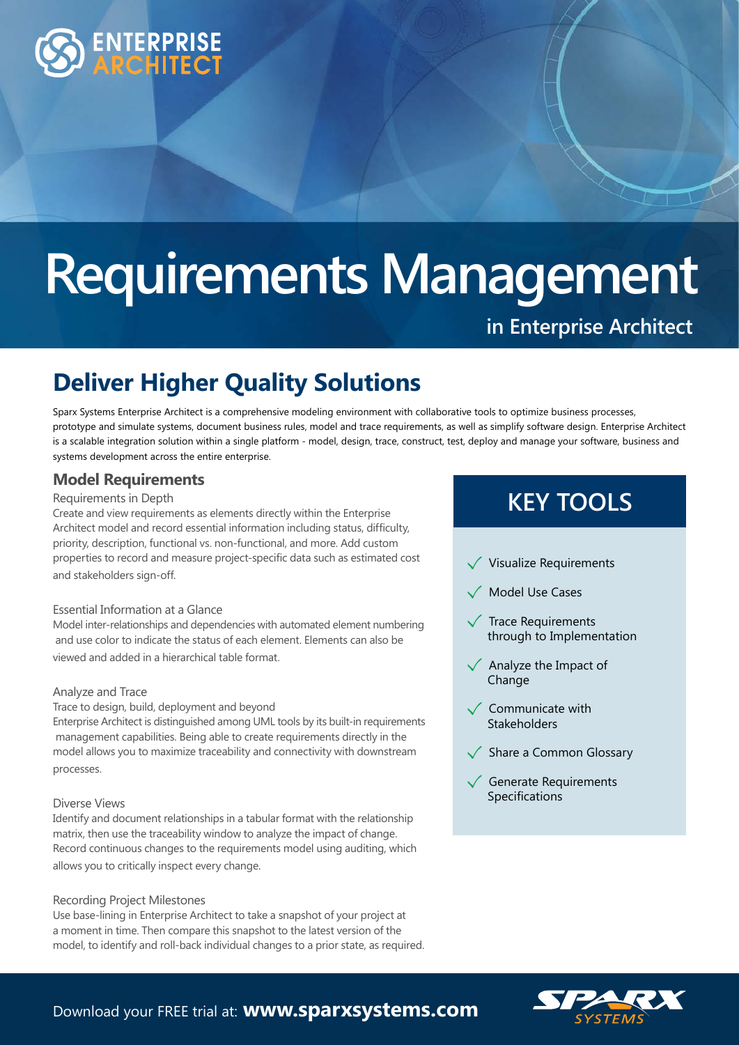ENTERPRISE ARCHITECT

# Requirements Management

in Enterprise Architect

## Deliver Higher Quality Solutions

Sparx Systems Enterprise Architect is a comprehensive modeling environment with collaborative tools to optimize business processes, prototype and simulate systems, document business rules, model and trace requirements, as well as simplify software design. Enterprise Architect is a scalable integration solution within a single platform - model, design, trace, construct, test, deploy and manage your software, business and systems development across the entire enterprise.

### Model Requirements

Requirements in Depth

Create and view requirements as elements directly within the Enterprise Architect model and record essential information including status, difficulty, priority, description, functional vs. non-functional, and more. Add custom properties to record and measure project-specific data such as estimated cost and stakeholders sign-off.

Essential Information at a Glance

Model inter-relationships and dependencies with automated element numbering and use color to indicate the status of each element. Elements can also be viewed and added in a hierarchical table format.

Analyze and Trace

Trace to design, build, deployment and beyond

Enterprise Architect is distinguished among UML tools by its built-in requirements management capabilities. Being able to create requirements directly in the model allows you to maximize traceability and connectivity with downstream processes.

Diverse Views

Identify and document relationships in a tabular format with the relationship matrix, then use the traceability window to analyze the impact of change. Record continuous changes to the requirements model using auditing, which allows you to critically inspect every change.

Recording Project Milestones

Use base-lining in Enterprise Architect to take a snapshot of your project at a moment in time. Then compare this snapshot to the latest version of the model, to identify and roll-back individual changes to a prior state, as required.

## KEY TOOLS

- ✓ Visualize Requirements
- ✓ Model Use Cases
- ✓ Trace Requirements through to Implementation
- ✓ Analyze the Impact of Change
- ✓ Communicate with Stakeholders
- ✓ Share a Common Glossary
- ✓ Generate Requirements Specifications

Download your FREE trial at: **www.sparxsystems.com**

SPARX SYSTEMS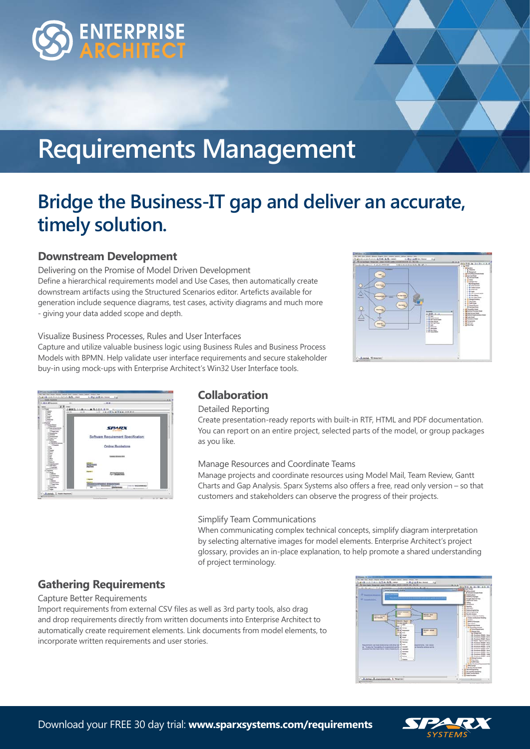# Requirements Management

## Bridge the Business-IT gap and deliver an accurate, timely solution.

### Downstream Development

Delivering on the Promise of Model Driven Development

Define a hierarchical requirements model and Use Cases, then automatically create downstream artifacts using the Structured Scenarios editor. Artefects available for generation include sequence diagrams, test cases, activity diagrams and much more - giving your data added scope and depth.

Visualize Business Processes, Rules and User Interfaces

Capture and utilize valuable business logic using Business Rules and Business Process Models with BPMN. Help validate user interface requirements and secure stakeholder buy-in using mock-ups with Enterprise Architect's Win32 User Interface tools.

### Collaboration

Detailed Reporting

Create presentation-ready reports with built-in RTF, HTML and PDF documentation. You can report on an entire project, selected parts of the model, or group packages as you like.

Manage Resources and Coordinate Teams

Manage projects and coordinate resources using Model Mail, Team Review, Gantt Charts and Gap Analysis. Sparx Systems also offers a free, read only version – so that customers and stakeholders can observe the progress of their projects.

Simplify Team Communications

When communicating complex technical concepts, simplify diagram interpretation by selecting alternative images for model elements. Enterprise Architect's project glossary, provides an in-place explanation, to help promote a shared understanding of project terminology.

### Gathering Requirements

Capture Better Requirements

Import requirements from external CSV files as well as 3rd party tools, also drag and drop requirements directly from written documents into Enterprise Architect to automatically create requirement elements. Link documents from model elements, to incorporate written requirements and user stories.

Download your FREE 30 day trial: **www.sparxsystems.com/requirements**